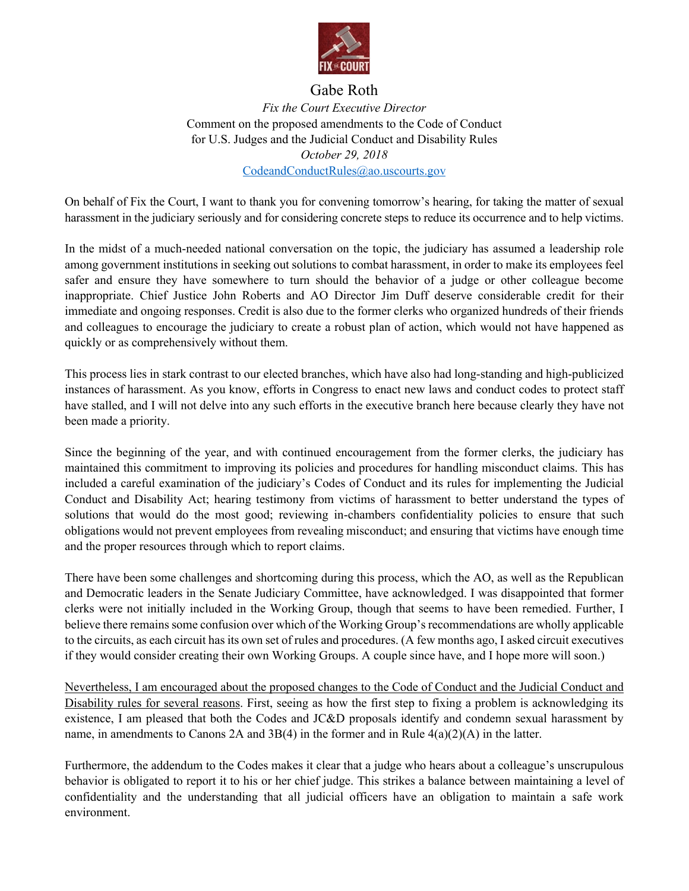Gabe Roth

*Fix the Court Executive Director*

Comment on the proposed amendments to the Code of Conduct for U.S. Judges and the Judicial Conduct and Disability Rules

*October 29, 2018*

CodeandConductRules@ao.uscourts.gov

On behalf of Fix the Court, I want to thank you for convening tomorrow's hearing, for taking the matter of sexual harassment in the judiciary seriously and for considering concrete steps to reduce its occurrence and to help victims.

In the midst of a much-needed national conversation on the topic, the judiciary has assumed a leadership role among government institutions in seeking out solutions to combat harassment, in order to make its employees feel safer and ensure they have somewhere to turn should the behavior of a judge or other colleague become inappropriate. Chief Justice John Roberts and AO Director Jim Duff deserve considerable credit for their immediate and ongoing responses. Credit is also due to the former clerks who organized hundreds of their friends and colleagues to encourage the judiciary to create a robust plan of action, which would not have happened as quickly or as comprehensively without them.

This process lies in stark contrast to our elected branches, which have also had long-standing and high-publicized instances of harassment. As you know, efforts in Congress to enact new laws and conduct codes to protect staff have stalled, and I will not delve into any such efforts in the executive branch here because clearly they have not been made a priority.

Since the beginning of the year, and with continued encouragement from the former clerks, the judiciary has maintained this commitment to improving its policies and procedures for handling misconduct claims. This has included a careful examination of the judiciary's Codes of Conduct and its rules for implementing the Judicial Conduct and Disability Act; hearing testimony from victims of harassment to better understand the types of solutions that would do the most good; reviewing in-chambers confidentiality policies to ensure that such obligations would not prevent employees from revealing misconduct; and ensuring that victims have enough time and the proper resources through which to report claims.

There have been some challenges and shortcoming during this process, which the AO, as well as the Republican and Democratic leaders in the Senate Judiciary Committee, have acknowledged. I was disappointed that former clerks were not initially included in the Working Group, though that seems to have been remedied. Further, I believe there remains some confusion over which of the Working Group's recommendations are wholly applicable to the circuits, as each circuit has its own set of rules and procedures. (A few months ago, I asked circuit executives if they would consider creating their own Working Groups. A couple since have, and I hope more will soon.)

<u>Nevertheless, I am encouraged about the proposed changes to the Code of Conduct and the Judicial Conduct and Disability rules for several reasons</u>. First, seeing as how the first step to fixing a problem is acknowledging its existence, I am pleased that both the Codes and JC&D proposals identify and condemn sexual harassment by name, in amendments to Canons 2A and 3B(4) in the former and in Rule 4(a)(2)(A) in the latter.

Furthermore, the addendum to the Codes makes it clear that a judge who hears about a colleague's unscrupulous behavior is obligated to report it to his or her chief judge. This strikes a balance between maintaining a level of confidentiality and the understanding that all judicial officers have an obligation to maintain a safe work environment.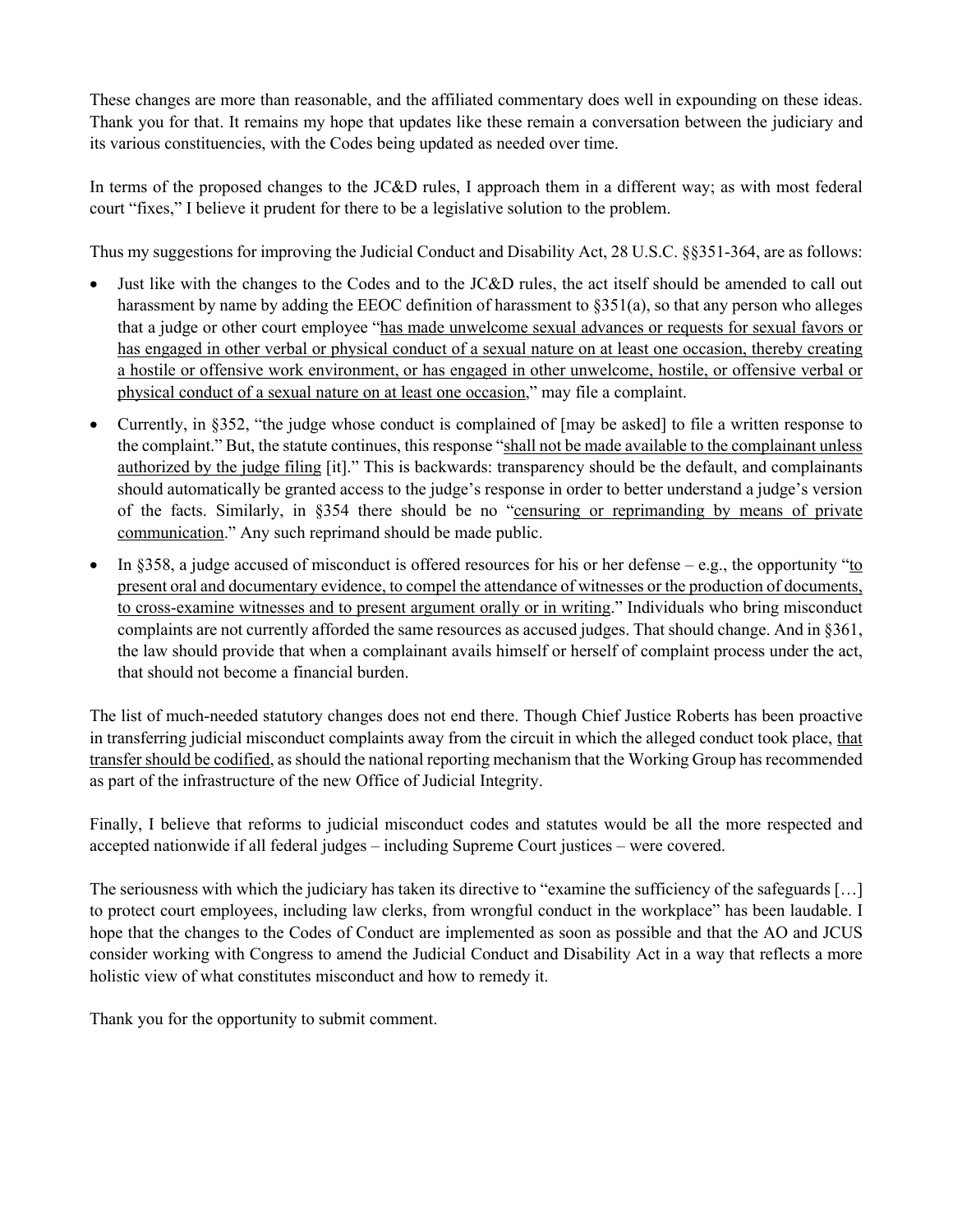These changes are more than reasonable, and the affiliated commentary does well in expounding on these ideas. Thank you for that. It remains my hope that updates like these remain a conversation between the judiciary and its various constituencies, with the Codes being updated as needed over time.

In terms of the proposed changes to the JC&D rules, I approach them in a different way; as with most federal court "fixes," I believe it prudent for there to be a legislative solution to the problem.

Thus my suggestions for improving the Judicial Conduct and Disability Act, 28 U.S.C. §§351-364, are as follows:

- Just like with the changes to the Codes and to the JC&D rules, the act itself should be amended to call out harassment by name by adding the EEOC definition of harassment to §351(a), so that any person who alleges that a judge or other court employee "<u>has made unwelcome sexual advances or requests for sexual favors or has engaged in other verbal or physical conduct of a sexual nature on at least one occasion, thereby creating a hostile or offensive work environment, or has engaged in other unwelcome, hostile, or offensive verbal or physical conduct of a sexual nature on at least one occasion</u>," may file a complaint.
- Currently, in §352, "the judge whose conduct is complained of [may be asked] to file a written response to the complaint." But, the statute continues, this response "<u>shall not be made available to the complainant unless authorized by the judge filing</u> [it]." This is backwards: transparency should be the default, and complainants should automatically be granted access to the judge's response in order to better understand a judge's version of the facts. Similarly, in §354 there should be no "<u>censuring or reprimanding by means of private communication</u>." Any such reprimand should be made public.
- In §358, a judge accused of misconduct is offered resources for his or her defense – e.g., the opportunity "<u>to present oral and documentary evidence, to compel the attendance of witnesses or the production of documents, to cross-examine witnesses and to present argument orally or in writing</u>." Individuals who bring misconduct complaints are not currently afforded the same resources as accused judges. That should change. And in §361, the law should provide that when a complainant avails himself or herself of complaint process under the act, that should not become a financial burden.

The list of much-needed statutory changes does not end there. Though Chief Justice Roberts has been proactive in transferring judicial misconduct complaints away from the circuit in which the alleged conduct took place, <u>that transfer should be codified</u>, as should the national reporting mechanism that the Working Group has recommended as part of the infrastructure of the new Office of Judicial Integrity.

Finally, I believe that reforms to judicial misconduct codes and statutes would be all the more respected and accepted nationwide if all federal judges – including Supreme Court justices – were covered.

The seriousness with which the judiciary has taken its directive to "examine the sufficiency of the safeguards […] to protect court employees, including law clerks, from wrongful conduct in the workplace" has been laudable. I hope that the changes to the Codes of Conduct are implemented as soon as possible and that the AO and JCUS consider working with Congress to amend the Judicial Conduct and Disability Act in a way that reflects a more holistic view of what constitutes misconduct and how to remedy it.

Thank you for the opportunity to submit comment.